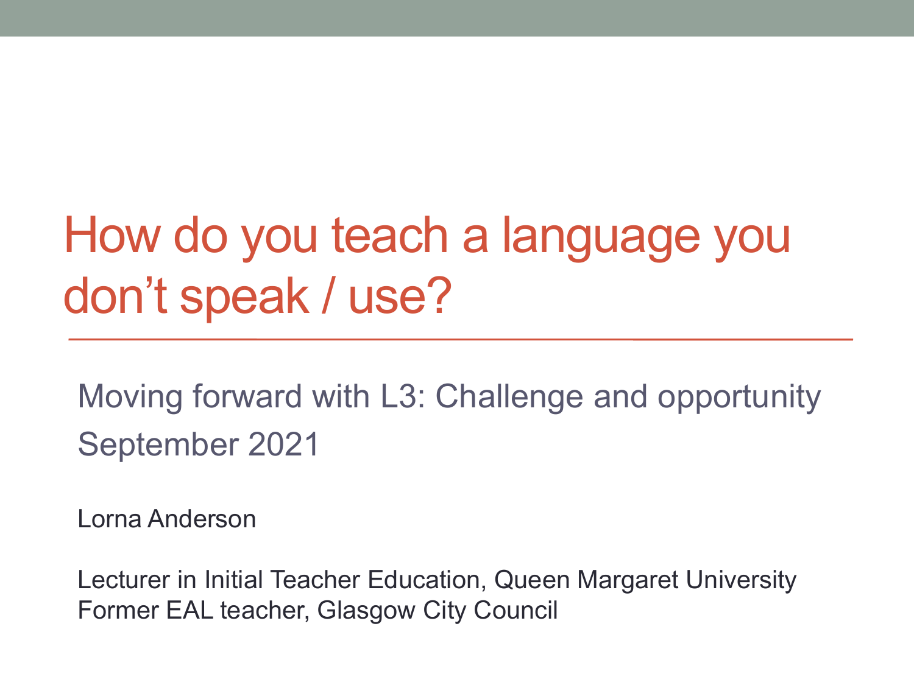# How do you teach a language you don’t speak / use?

Moving forward with L3: Challenge and opportunity
September 2021

Lorna Anderson

Lecturer in Initial Teacher Education, Queen Margaret University
Former EAL teacher, Glasgow City Council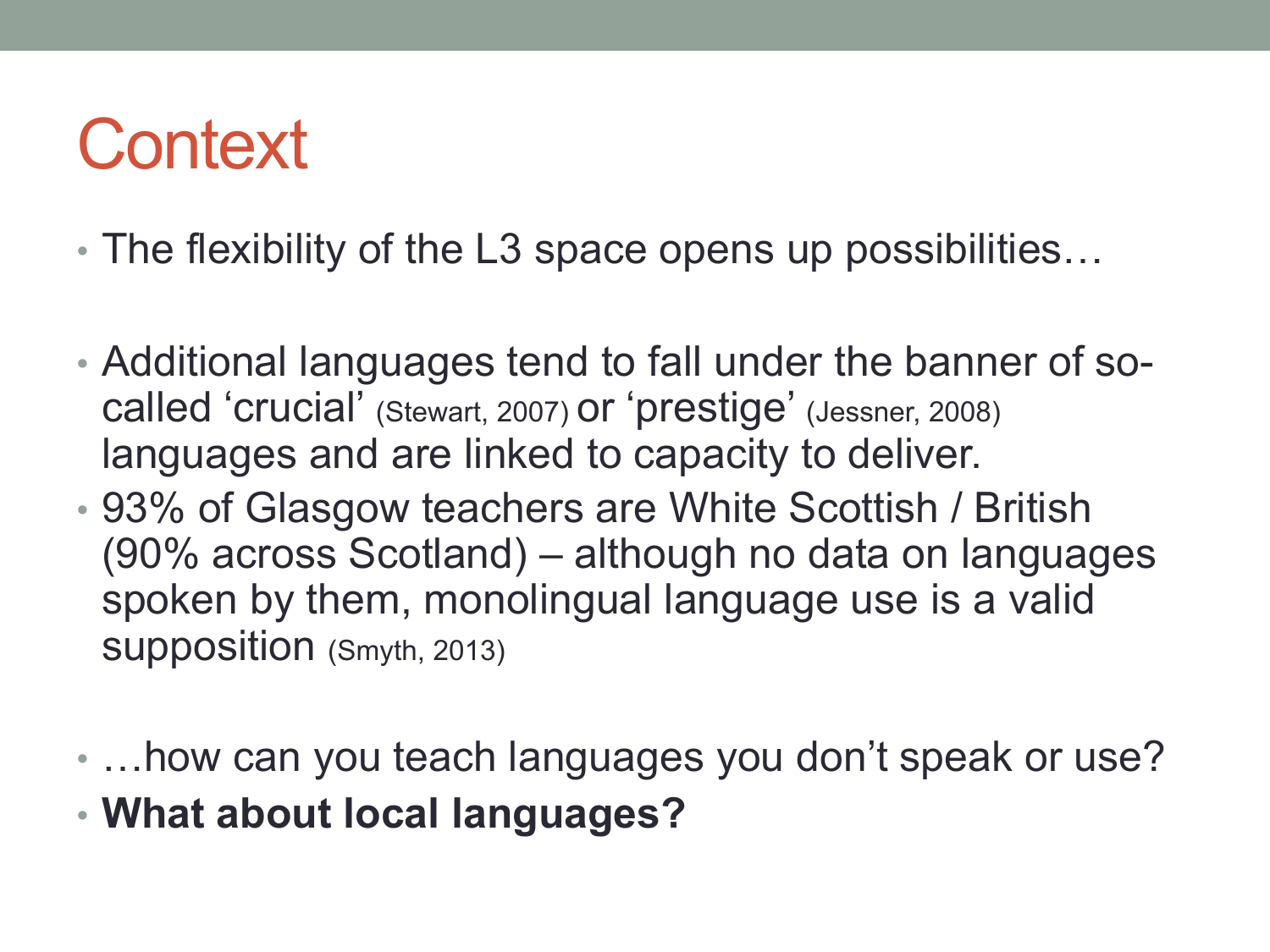# Context

- The flexibility of the L3 space opens up possibilities…

- Additional languages tend to fall under the banner of so-called 'crucial' (Stewart, 2007) or 'prestige' (Jessner, 2008) languages and are linked to capacity to deliver.
- 93% of Glasgow teachers are White Scottish / British (90% across Scotland) – although no data on languages spoken by them, monolingual language use is a valid supposition (Smyth, 2013)

- …how can you teach languages you don't speak or use?
- **What about local languages?**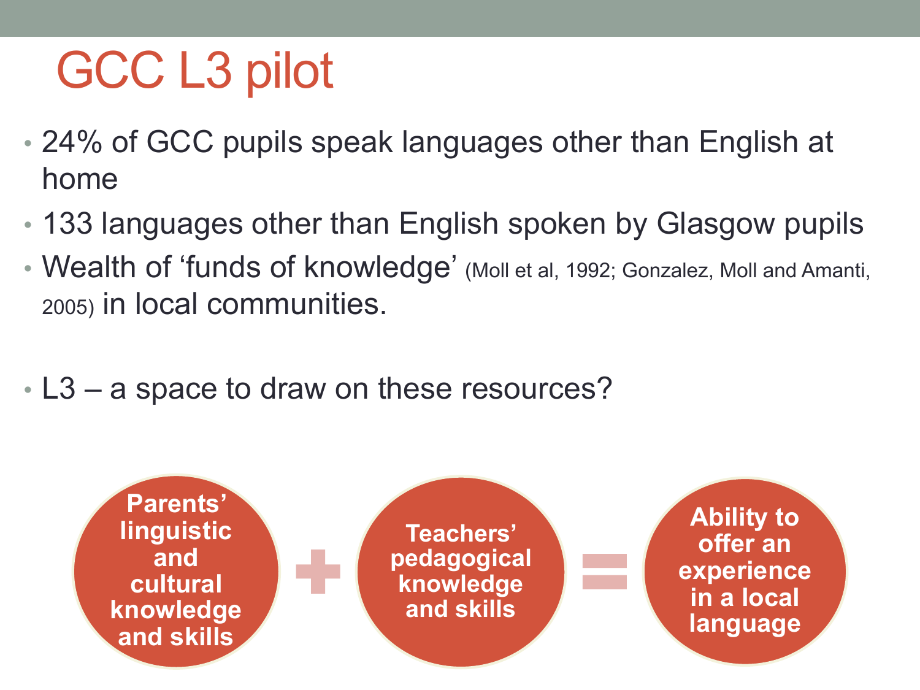# GCC L3 pilot

- 24% of GCC pupils speak languages other than English at home
- 133 languages other than English spoken by Glasgow pupils
- Wealth of 'funds of knowledge' (Moll et al, 1992; Gonzalez, Moll and Amanti, 2005) in local communities.

- L3 – a space to draw on these resources?

**Parents' linguistic and cultural knowledge and skills** + **Teachers' pedagogical knowledge and skills** = **Ability to offer an experience in a local language**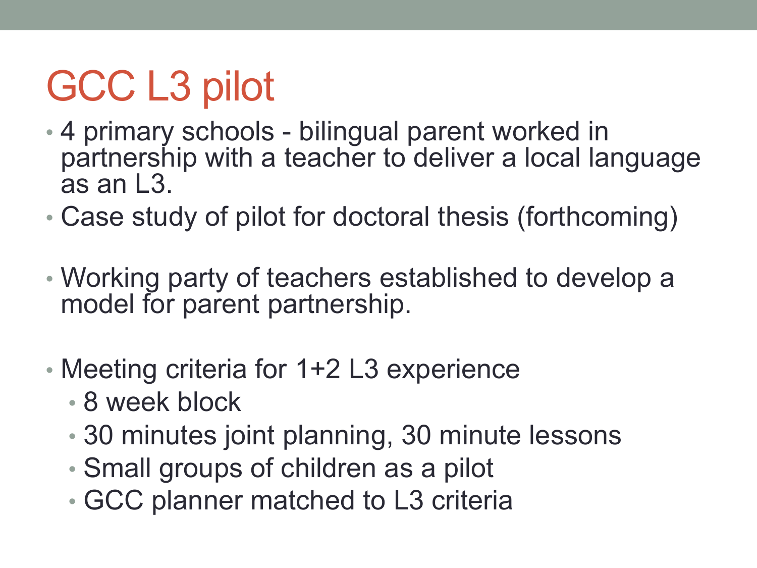# GCC L3 pilot

- 4 primary schools - bilingual parent worked in partnership with a teacher to deliver a local language as an L3.
- Case study of pilot for doctoral thesis (forthcoming)
- Working party of teachers established to develop a model for parent partnership.
- Meeting criteria for 1+2 L3 experience
  - 8 week block
  - 30 minutes joint planning, 30 minute lessons
  - Small groups of children as a pilot
  - GCC planner matched to L3 criteria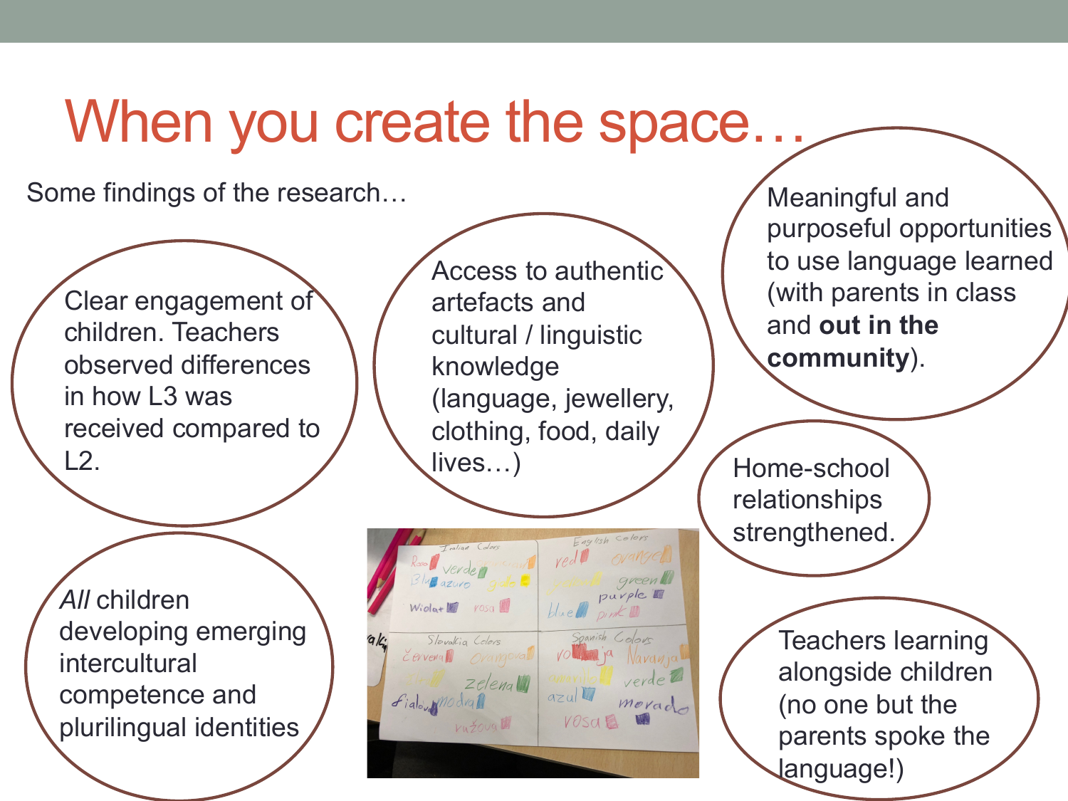# When you create the space…

Some findings of the research…

Clear engagement of children. Teachers observed differences in how L3 was received compared to L2.

Access to authentic artefacts and cultural / linguistic knowledge (language, jewellery, clothing, food, daily lives…)

Meaningful and purposeful opportunities to use language learned (with parents in class and **out in the community**).

Home-school relationships strengthened.

*All* children developing emerging intercultural competence and plurilingual identities

Teachers learning alongside children (no one but the parents spoke the language!)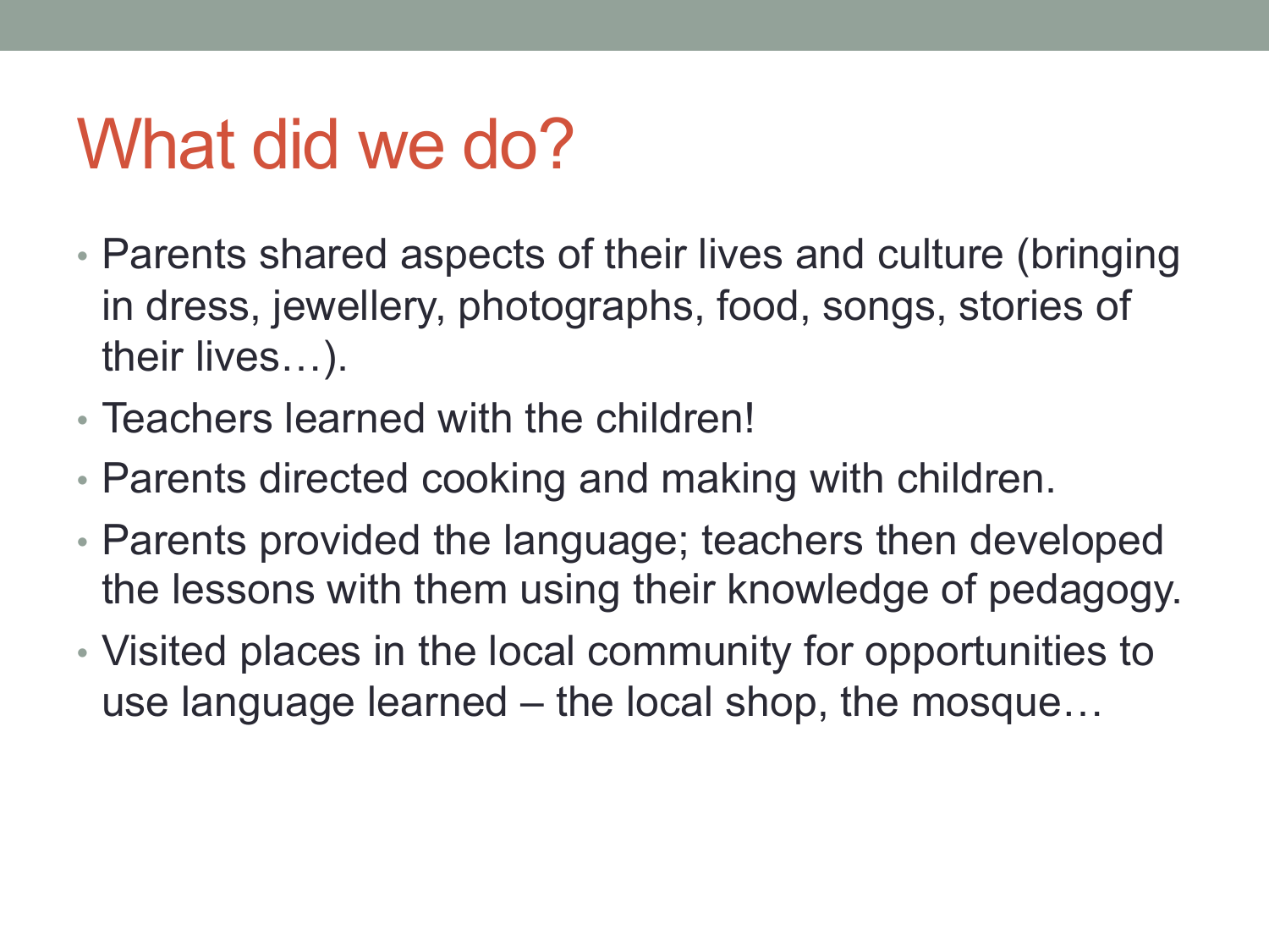# What did we do?

- Parents shared aspects of their lives and culture (bringing in dress, jewellery, photographs, food, songs, stories of their lives…).
- Teachers learned with the children!
- Parents directed cooking and making with children.
- Parents provided the language; teachers then developed the lessons with them using their knowledge of pedagogy.
- Visited places in the local community for opportunities to use language learned – the local shop, the mosque…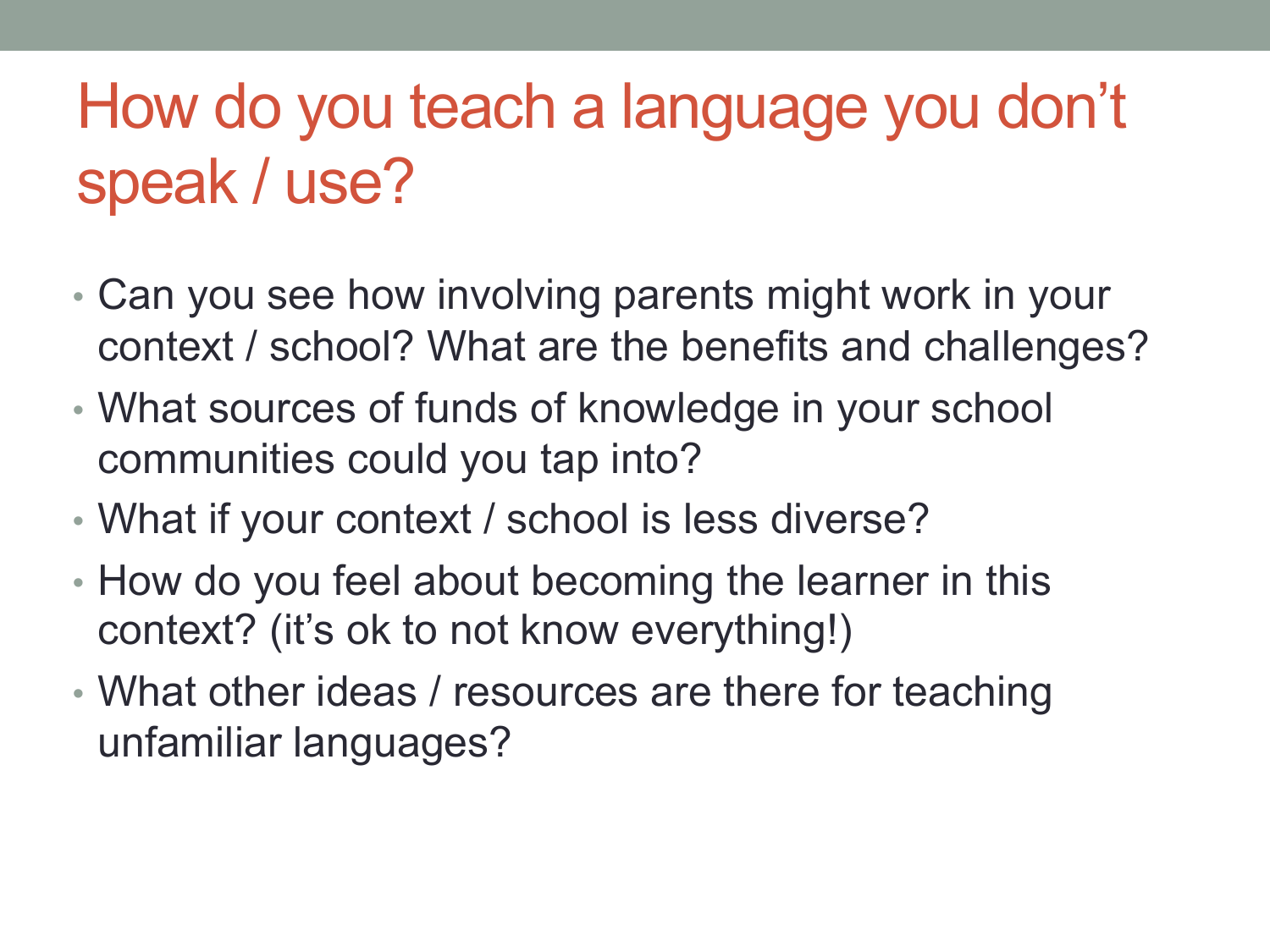# How do you teach a language you don't speak / use?

- Can you see how involving parents might work in your context / school? What are the benefits and challenges?
- What sources of funds of knowledge in your school communities could you tap into?
- What if your context / school is less diverse?
- How do you feel about becoming the learner in this context? (it's ok to not know everything!)
- What other ideas / resources are there for teaching unfamiliar languages?